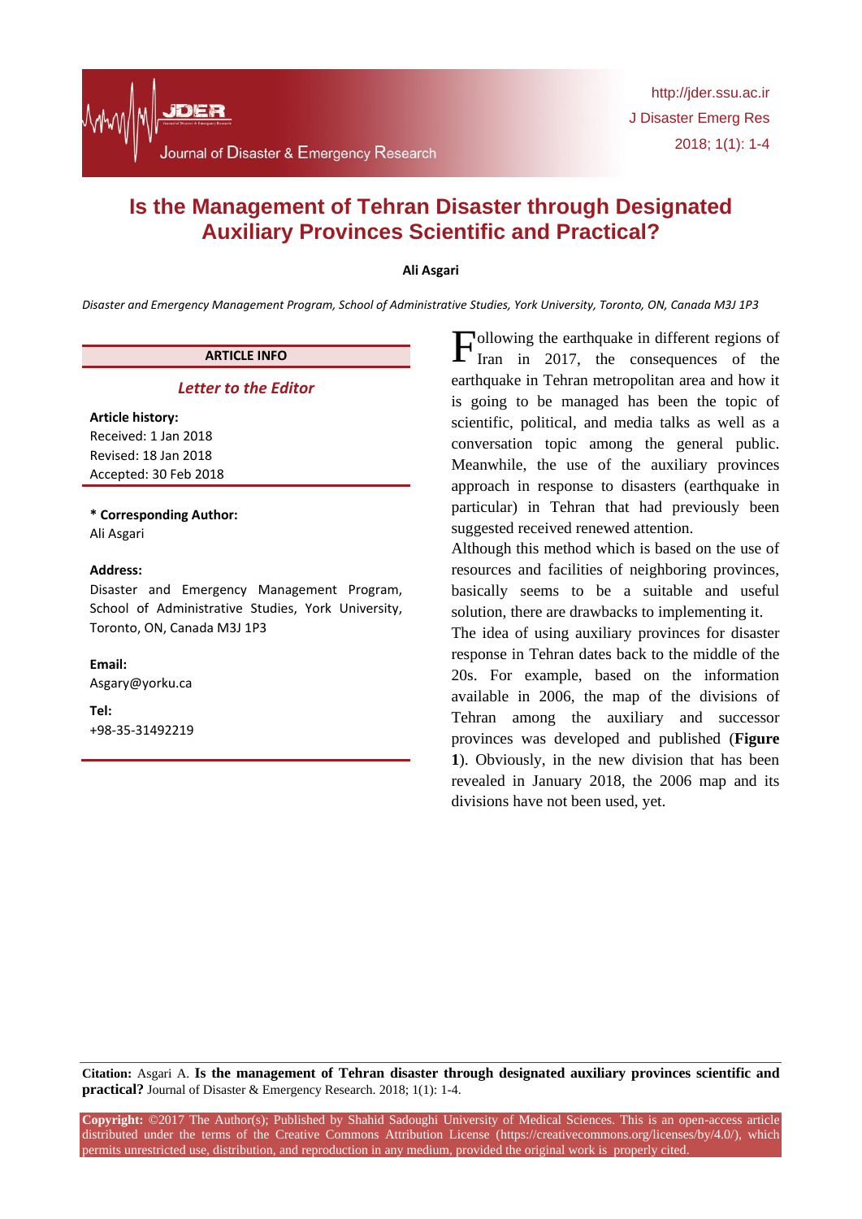# Is the Management of Tehran Disaster through Designated Auxiliary Provinces Scientific and Practical?

**Ali Asgari**

*Disaster and Emergency Management Program, School of Administrative Studies, York University, Toronto, ON, Canada M3J 1P3*

**ARTICLE INFO**

***Letter to the Editor***

**Article history:**
Received: 1 Jan 2018
Revised: 18 Jan 2018
Accepted: 30 Feb 2018

**\* Corresponding Author:**
Ali Asgari

**Address:**
Disaster and Emergency Management Program, School of Administrative Studies, York University, Toronto, ON, Canada M3J 1P3

**Email:**
Asgary@yorku.ca

**Tel:**
+98-35-31492219

Following the earthquake in different regions of Iran in 2017, the consequences of the earthquake in Tehran metropolitan area and how it is going to be managed has been the topic of scientific, political, and media talks as well as a conversation topic among the general public. Meanwhile, the use of the auxiliary provinces approach in response to disasters (earthquake in particular) in Tehran that had previously been suggested received renewed attention.

Although this method which is based on the use of resources and facilities of neighboring provinces, basically seems to be a suitable and useful solution, there are drawbacks to implementing it.

The idea of using auxiliary provinces for disaster response in Tehran dates back to the middle of the 20s. For example, based on the information available in 2006, the map of the divisions of Tehran among the auxiliary and successor provinces was developed and published (**Figure 1**). Obviously, in the new division that has been revealed in January 2018, the 2006 map and its divisions have not been used, yet.

**Citation:** Asgari A. **Is the management of Tehran disaster through designated auxiliary provinces scientific and practical?** Journal of Disaster & Emergency Research. 2018; 1(1): 1-4.

**Copyright:** ©2017 The Author(s); Published by Shahid Sadoughi University of Medical Sciences. This is an open-access article distributed under the terms of the Creative Commons Attribution License (https://creativecommons.org/licenses/by/4.0/), which permits unrestricted use, distribution, and reproduction in any medium, provided the original work is properly cited.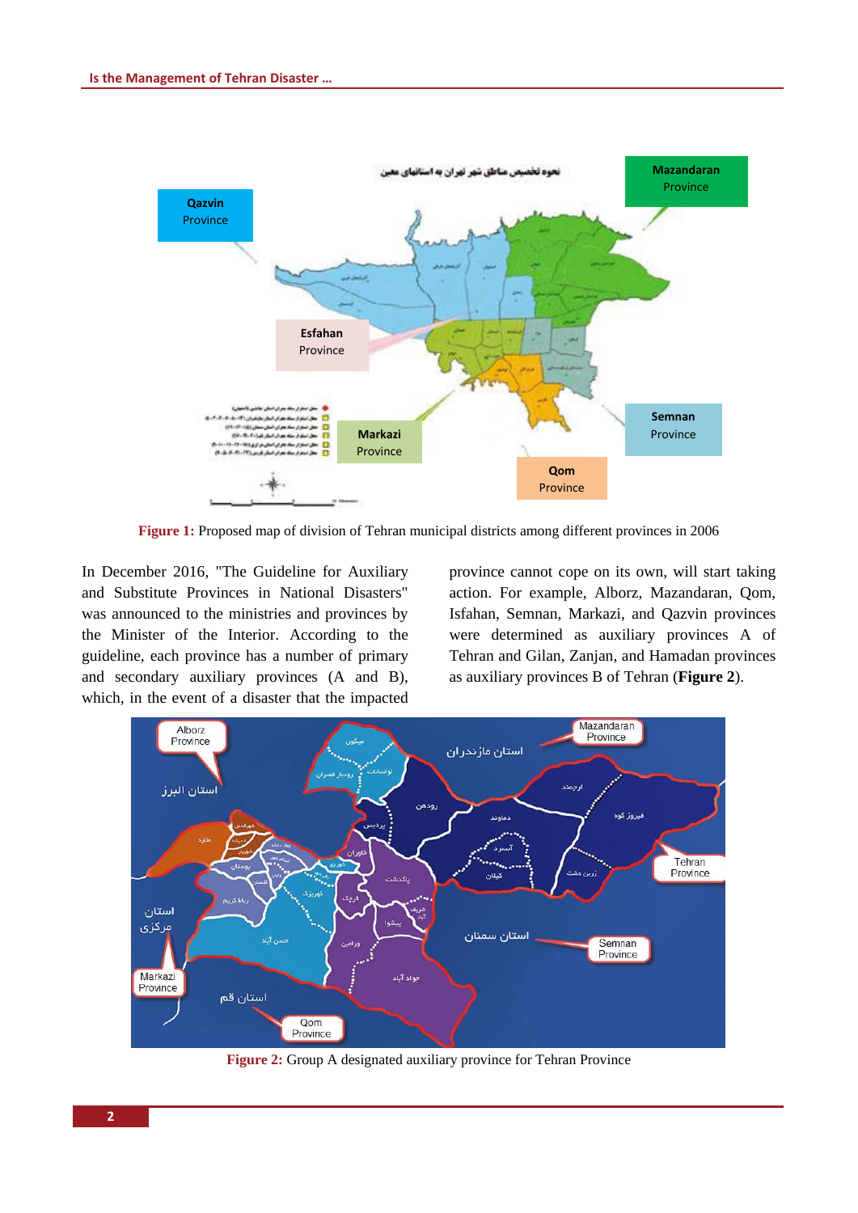Figure 1: Proposed map of division of Tehran municipal districts among different provinces in 2006

In December 2016, "The Guideline for Auxiliary and Substitute Provinces in National Disasters" was announced to the ministries and provinces by the Minister of the Interior. According to the guideline, each province has a number of primary and secondary auxiliary provinces (A and B), which, in the event of a disaster that the impacted province cannot cope on its own, will start taking action. For example, Alborz, Mazandaran, Qom, Isfahan, Semnan, Markazi, and Qazvin provinces were determined as auxiliary provinces A of Tehran and Gilan, Zanjan, and Hamadan provinces as auxiliary provinces B of Tehran (**Figure 2**).

Figure 2: Group A designated auxiliary province for Tehran Province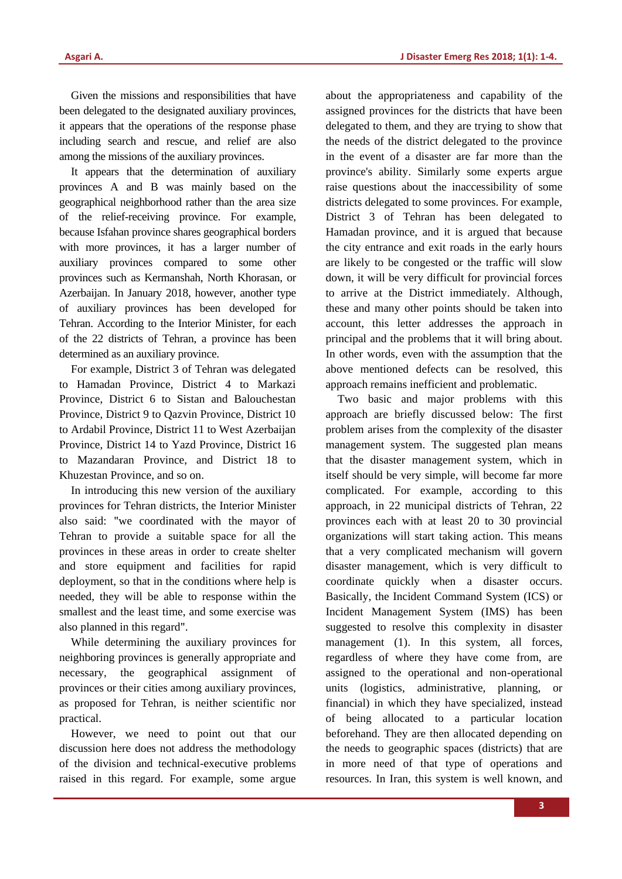Given the missions and responsibilities that have been delegated to the designated auxiliary provinces, it appears that the operations of the response phase including search and rescue, and relief are also among the missions of the auxiliary provinces.

It appears that the determination of auxiliary provinces A and B was mainly based on the geographical neighborhood rather than the area size of the relief-receiving province. For example, because Isfahan province shares geographical borders with more provinces, it has a larger number of auxiliary provinces compared to some other provinces such as Kermanshah, North Khorasan, or Azerbaijan. In January 2018, however, another type of auxiliary provinces has been developed for Tehran. According to the Interior Minister, for each of the 22 districts of Tehran, a province has been determined as an auxiliary province.

For example, District 3 of Tehran was delegated to Hamadan Province, District 4 to Markazi Province, District 6 to Sistan and Balouchestan Province, District 9 to Qazvin Province, District 10 to Ardabil Province, District 11 to West Azerbaijan Province, District 14 to Yazd Province, District 16 to Mazandaran Province, and District 18 to Khuzestan Province, and so on.

In introducing this new version of the auxiliary provinces for Tehran districts, the Interior Minister also said: "we coordinated with the mayor of Tehran to provide a suitable space for all the provinces in these areas in order to create shelter and store equipment and facilities for rapid deployment, so that in the conditions where help is needed, they will be able to response within the smallest and the least time, and some exercise was also planned in this regard".

While determining the auxiliary provinces for neighboring provinces is generally appropriate and necessary, the geographical assignment of provinces or their cities among auxiliary provinces, as proposed for Tehran, is neither scientific nor practical.

However, we need to point out that our discussion here does not address the methodology of the division and technical-executive problems raised in this regard. For example, some argue about the appropriateness and capability of the assigned provinces for the districts that have been delegated to them, and they are trying to show that the needs of the district delegated to the province in the event of a disaster are far more than the province's ability. Similarly some experts argue raise questions about the inaccessibility of some districts delegated to some provinces. For example, District 3 of Tehran has been delegated to Hamadan province, and it is argued that because the city entrance and exit roads in the early hours are likely to be congested or the traffic will slow down, it will be very difficult for provincial forces to arrive at the District immediately. Although, these and many other points should be taken into account, this letter addresses the approach in principal and the problems that it will bring about. In other words, even with the assumption that the above mentioned defects can be resolved, this approach remains inefficient and problematic.

Two basic and major problems with this approach are briefly discussed below: The first problem arises from the complexity of the disaster management system. The suggested plan means that the disaster management system, which in itself should be very simple, will become far more complicated. For example, according to this approach, in 22 municipal districts of Tehran, 22 provinces each with at least 20 to 30 provincial organizations will start taking action. This means that a very complicated mechanism will govern disaster management, which is very difficult to coordinate quickly when a disaster occurs. Basically, the Incident Command System (ICS) or Incident Management System (IMS) has been suggested to resolve this complexity in disaster management (1). In this system, all forces, regardless of where they have come from, are assigned to the operational and non-operational units (logistics, administrative, planning, or financial) in which they have specialized, instead of being allocated to a particular location beforehand. They are then allocated depending on the needs to geographic spaces (districts) that are in more need of that type of operations and resources. In Iran, this system is well known, and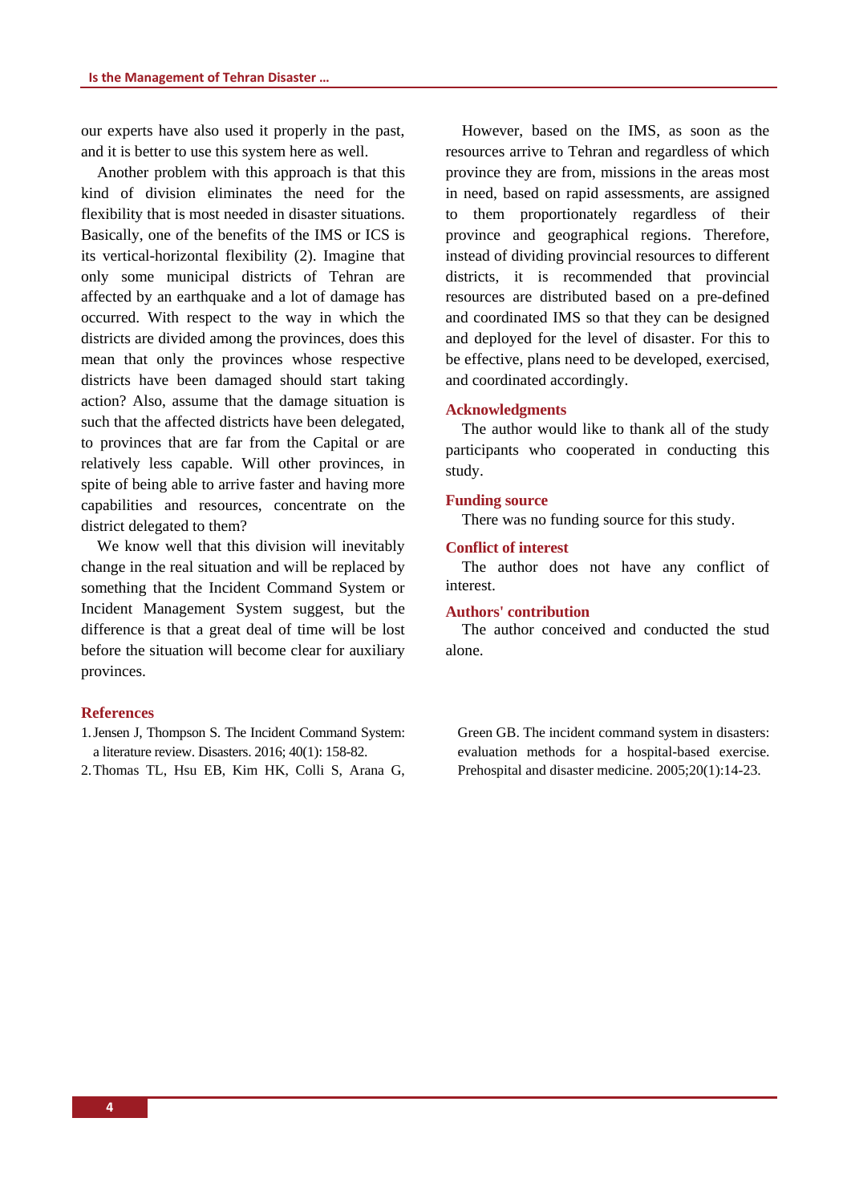our experts have also used it properly in the past, and it is better to use this system here as well.

Another problem with this approach is that this kind of division eliminates the need for the flexibility that is most needed in disaster situations. Basically, one of the benefits of the IMS or ICS is its vertical-horizontal flexibility (2). Imagine that only some municipal districts of Tehran are affected by an earthquake and a lot of damage has occurred. With respect to the way in which the districts are divided among the provinces, does this mean that only the provinces whose respective districts have been damaged should start taking action? Also, assume that the damage situation is such that the affected districts have been delegated, to provinces that are far from the Capital or are relatively less capable. Will other provinces, in spite of being able to arrive faster and having more capabilities and resources, concentrate on the district delegated to them?

We know well that this division will inevitably change in the real situation and will be replaced by something that the Incident Command System or Incident Management System suggest, but the difference is that a great deal of time will be lost before the situation will become clear for auxiliary provinces.

However, based on the IMS, as soon as the resources arrive to Tehran and regardless of which province they are from, missions in the areas most in need, based on rapid assessments, are assigned to them proportionately regardless of their province and geographical regions. Therefore, instead of dividing provincial resources to different districts, it is recommended that provincial resources are distributed based on a pre-defined and coordinated IMS so that they can be designed and deployed for the level of disaster. For this to be effective, plans need to be developed, exercised, and coordinated accordingly.

## Acknowledgments

The author would like to thank all of the study participants who cooperated in conducting this study.

## Funding source

There was no funding source for this study.

## Conflict of interest

The author does not have any conflict of interest.

## Authors' contribution

The author conceived and conducted the stud alone.

## References

1. Jensen J, Thompson S. The Incident Command System: a literature review. Disasters. 2016; 40(1): 158-82.
2. Thomas TL, Hsu EB, Kim HK, Colli S, Arana G, Green GB. The incident command system in disasters: evaluation methods for a hospital-based exercise. Prehospital and disaster medicine. 2005;20(1):14-23.